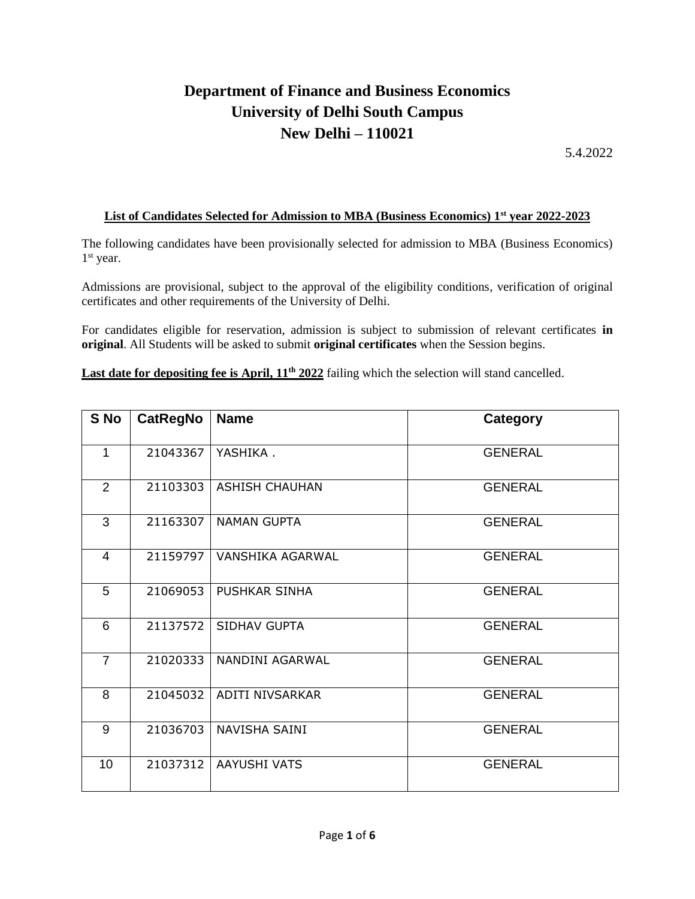# Department of Finance and Business Economics
# University of Delhi South Campus
# New Delhi – 110021

5.4.2022

**List of Candidates Selected for Admission to MBA (Business Economics) 1st year 2022-2023**

The following candidates have been provisionally selected for admission to MBA (Business Economics) 1st year.

Admissions are provisional, subject to the approval of the eligibility conditions, verification of original certificates and other requirements of the University of Delhi.

For candidates eligible for reservation, admission is subject to submission of relevant certificates **in original**. All Students will be asked to submit **original certificates** when the Session begins.

**Last date for depositing fee is April, 11th 2022** failing which the selection will stand cancelled.

| S No | CatRegNo | Name | Category |
|---|---|---|---|
| 1 | 21043367 | YASHIKA . | GENERAL |
| 2 | 21103303 | ASHISH CHAUHAN | GENERAL |
| 3 | 21163307 | NAMAN GUPTA | GENERAL |
| 4 | 21159797 | VANSHIKA AGARWAL | GENERAL |
| 5 | 21069053 | PUSHKAR SINHA | GENERAL |
| 6 | 21137572 | SIDHAV GUPTA | GENERAL |
| 7 | 21020333 | NANDINI AGARWAL | GENERAL |
| 8 | 21045032 | ADITI NIVSARKAR | GENERAL |
| 9 | 21036703 | NAVISHA SAINI | GENERAL |
| 10 | 21037312 | AAYUSHI VATS | GENERAL |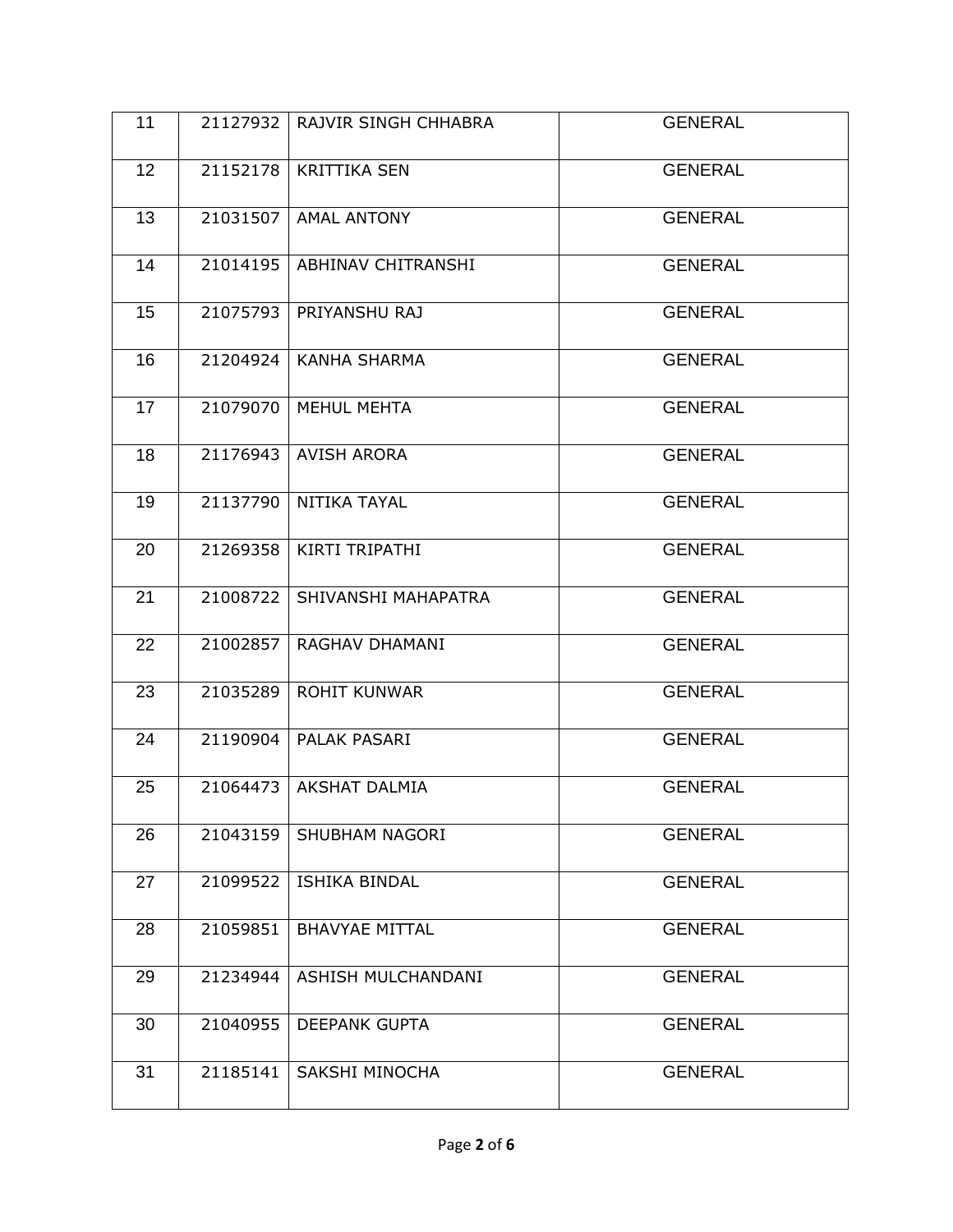| | | | |
|---|---|---|---|
| 11 | 21127932 | RAJVIR SINGH CHHABRA | GENERAL |
| 12 | 21152178 | KRITTIKA SEN | GENERAL |
| 13 | 21031507 | AMAL ANTONY | GENERAL |
| 14 | 21014195 | ABHINAV CHITRANSHI | GENERAL |
| 15 | 21075793 | PRIYANSHU RAJ | GENERAL |
| 16 | 21204924 | KANHA SHARMA | GENERAL |
| 17 | 21079070 | MEHUL MEHTA | GENERAL |
| 18 | 21176943 | AVISH ARORA | GENERAL |
| 19 | 21137790 | NITIKA TAYAL | GENERAL |
| 20 | 21269358 | KIRTI TRIPATHI | GENERAL |
| 21 | 21008722 | SHIVANSHI MAHAPATRA | GENERAL |
| 22 | 21002857 | RAGHAV DHAMANI | GENERAL |
| 23 | 21035289 | ROHIT KUNWAR | GENERAL |
| 24 | 21190904 | PALAK PASARI | GENERAL |
| 25 | 21064473 | AKSHAT DALMIA | GENERAL |
| 26 | 21043159 | SHUBHAM NAGORI | GENERAL |
| 27 | 21099522 | ISHIKA BINDAL | GENERAL |
| 28 | 21059851 | BHAVYAE MITTAL | GENERAL |
| 29 | 21234944 | ASHISH MULCHANDANI | GENERAL |
| 30 | 21040955 | DEEPANK GUPTA | GENERAL |
| 31 | 21185141 | SAKSHI MINOCHA | GENERAL |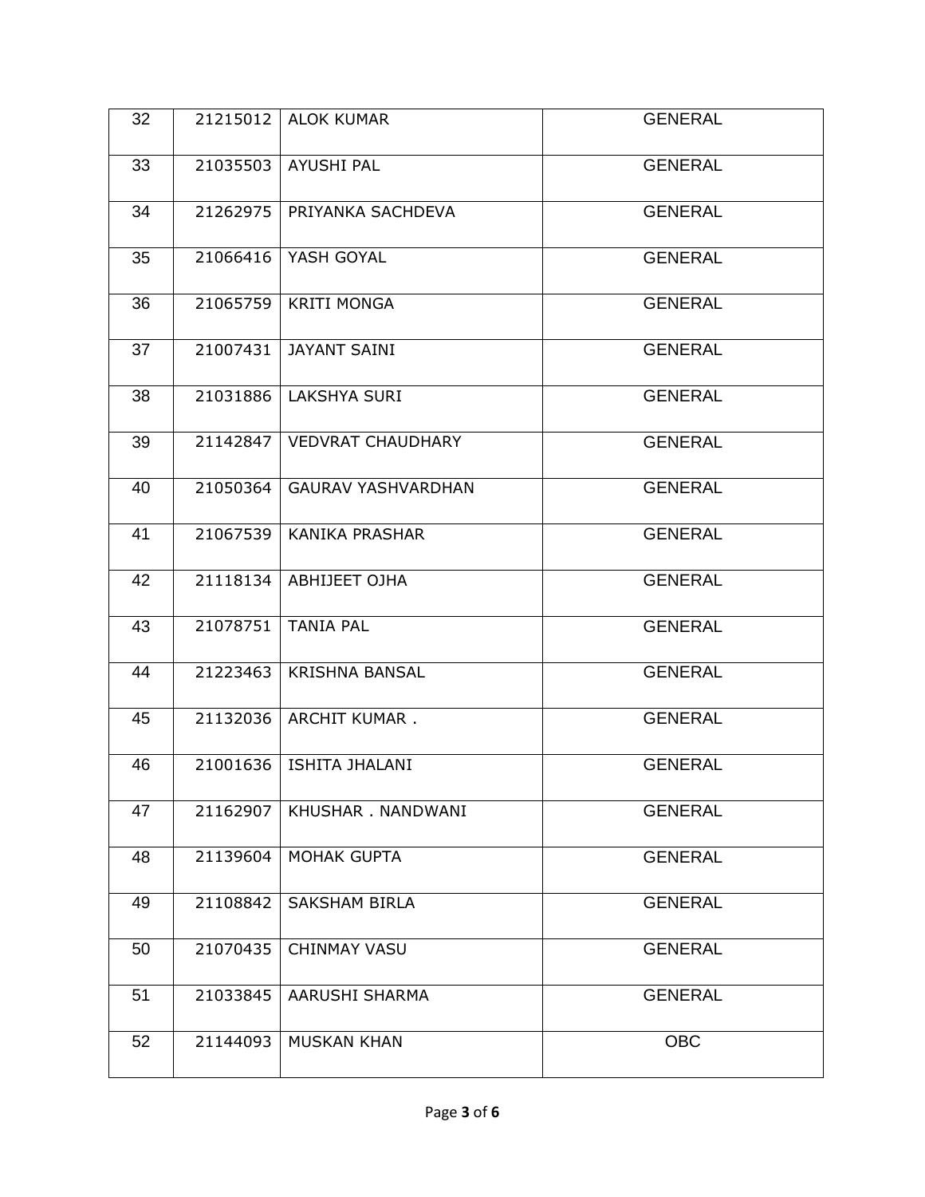| | | | |
|---|---|---|---|
| 32 | 21215012 | ALOK KUMAR | GENERAL |
| 33 | 21035503 | AYUSHI PAL | GENERAL |
| 34 | 21262975 | PRIYANKA SACHDEVA | GENERAL |
| 35 | 21066416 | YASH GOYAL | GENERAL |
| 36 | 21065759 | KRITI MONGA | GENERAL |
| 37 | 21007431 | JAYANT SAINI | GENERAL |
| 38 | 21031886 | LAKSHYA SURI | GENERAL |
| 39 | 21142847 | VEDVRAT CHAUDHARY | GENERAL |
| 40 | 21050364 | GAURAV YASHVARDHAN | GENERAL |
| 41 | 21067539 | KANIKA PRASHAR | GENERAL |
| 42 | 21118134 | ABHIJEET OJHA | GENERAL |
| 43 | 21078751 | TANIA PAL | GENERAL |
| 44 | 21223463 | KRISHNA BANSAL | GENERAL |
| 45 | 21132036 | ARCHIT KUMAR . | GENERAL |
| 46 | 21001636 | ISHITA JHALANI | GENERAL |
| 47 | 21162907 | KHUSHAR . NANDWANI | GENERAL |
| 48 | 21139604 | MOHAK GUPTA | GENERAL |
| 49 | 21108842 | SAKSHAM BIRLA | GENERAL |
| 50 | 21070435 | CHINMAY VASU | GENERAL |
| 51 | 21033845 | AARUSHI SHARMA | GENERAL |
| 52 | 21144093 | MUSKAN KHAN | OBC |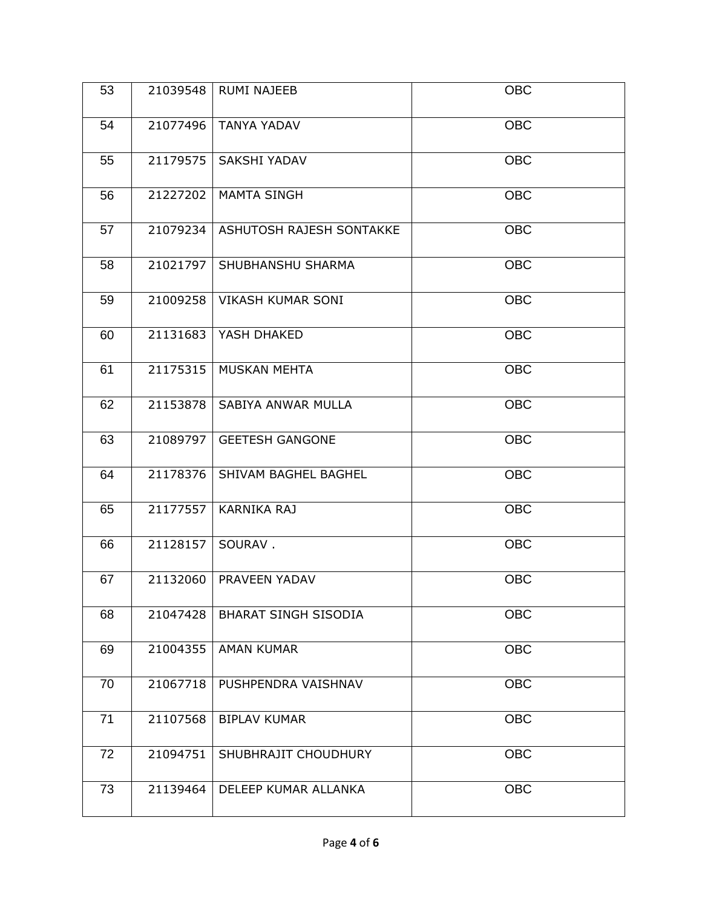| 53 | 21039548 | RUMI NAJEEB | OBC |
|---|---|---|---|
| 54 | 21077496 | TANYA YADAV | OBC |
| 55 | 21179575 | SAKSHI YADAV | OBC |
| 56 | 21227202 | MAMTA SINGH | OBC |
| 57 | 21079234 | ASHUTOSH RAJESH SONTAKKE | OBC |
| 58 | 21021797 | SHUBHANSHU SHARMA | OBC |
| 59 | 21009258 | VIKASH KUMAR SONI | OBC |
| 60 | 21131683 | YASH DHAKED | OBC |
| 61 | 21175315 | MUSKAN MEHTA | OBC |
| 62 | 21153878 | SABIYA ANWAR MULLA | OBC |
| 63 | 21089797 | GEETESH GANGONE | OBC |
| 64 | 21178376 | SHIVAM BAGHEL BAGHEL | OBC |
| 65 | 21177557 | KARNIKA RAJ | OBC |
| 66 | 21128157 | SOURAV . | OBC |
| 67 | 21132060 | PRAVEEN YADAV | OBC |
| 68 | 21047428 | BHARAT SINGH SISODIA | OBC |
| 69 | 21004355 | AMAN KUMAR | OBC |
| 70 | 21067718 | PUSHPENDRA VAISHNAV | OBC |
| 71 | 21107568 | BIPLAV KUMAR | OBC |
| 72 | 21094751 | SHUBHRAJIT CHOUDHURY | OBC |
| 73 | 21139464 | DELEEP KUMAR ALLANKA | OBC |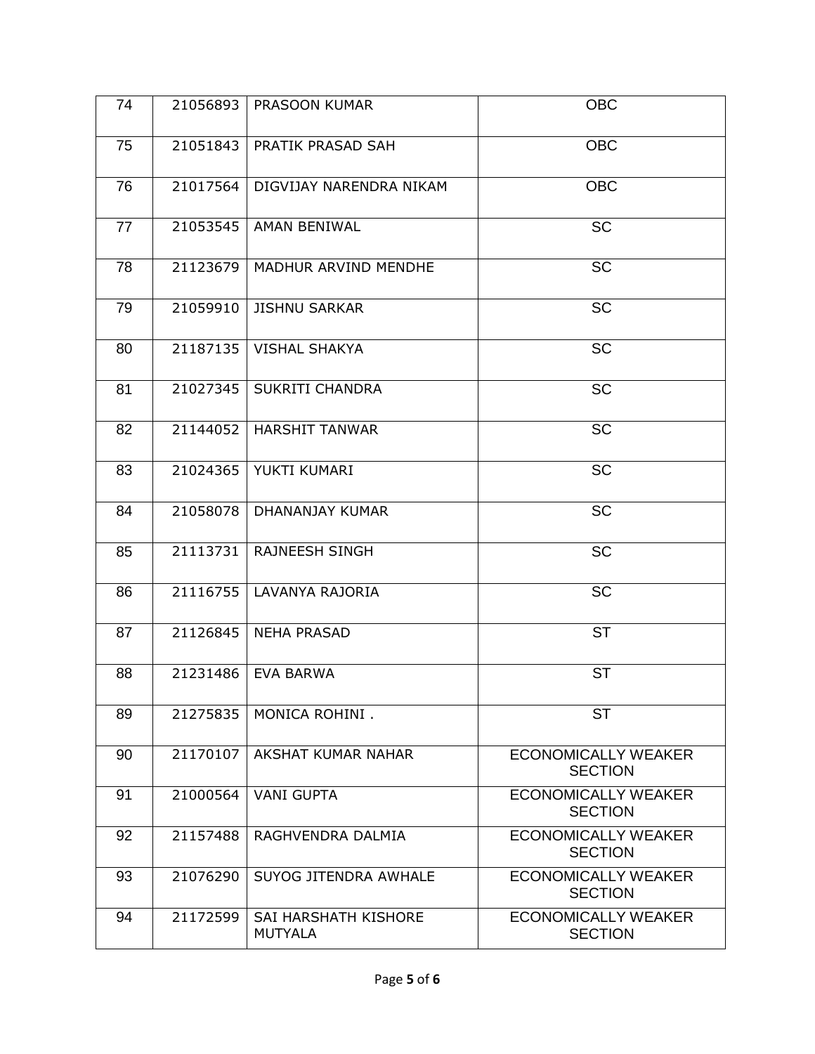| 74 | 21056893 | PRASOON KUMAR | OBC |
|---|---|---|---|
| 75 | 21051843 | PRATIK PRASAD SAH | OBC |
| 76 | 21017564 | DIGVIJAY NARENDRA NIKAM | OBC |
| 77 | 21053545 | AMAN BENIWAL | SC |
| 78 | 21123679 | MADHUR ARVIND MENDHE | SC |
| 79 | 21059910 | JISHNU SARKAR | SC |
| 80 | 21187135 | VISHAL SHAKYA | SC |
| 81 | 21027345 | SUKRITI CHANDRA | SC |
| 82 | 21144052 | HARSHIT TANWAR | SC |
| 83 | 21024365 | YUKTI KUMARI | SC |
| 84 | 21058078 | DHANANJAY KUMAR | SC |
| 85 | 21113731 | RAJNEESH SINGH | SC |
| 86 | 21116755 | LAVANYA RAJORIA | SC |
| 87 | 21126845 | NEHA PRASAD | ST |
| 88 | 21231486 | EVA BARWA | ST |
| 89 | 21275835 | MONICA ROHINI . | ST |
| 90 | 21170107 | AKSHAT KUMAR NAHAR | ECONOMICALLY WEAKER SECTION |
| 91 | 21000564 | VANI GUPTA | ECONOMICALLY WEAKER SECTION |
| 92 | 21157488 | RAGHVENDRA DALMIA | ECONOMICALLY WEAKER SECTION |
| 93 | 21076290 | SUYOG JITENDRA AWHALE | ECONOMICALLY WEAKER SECTION |
| 94 | 21172599 | SAI HARSHATH KISHORE MUTYALA | ECONOMICALLY WEAKER SECTION |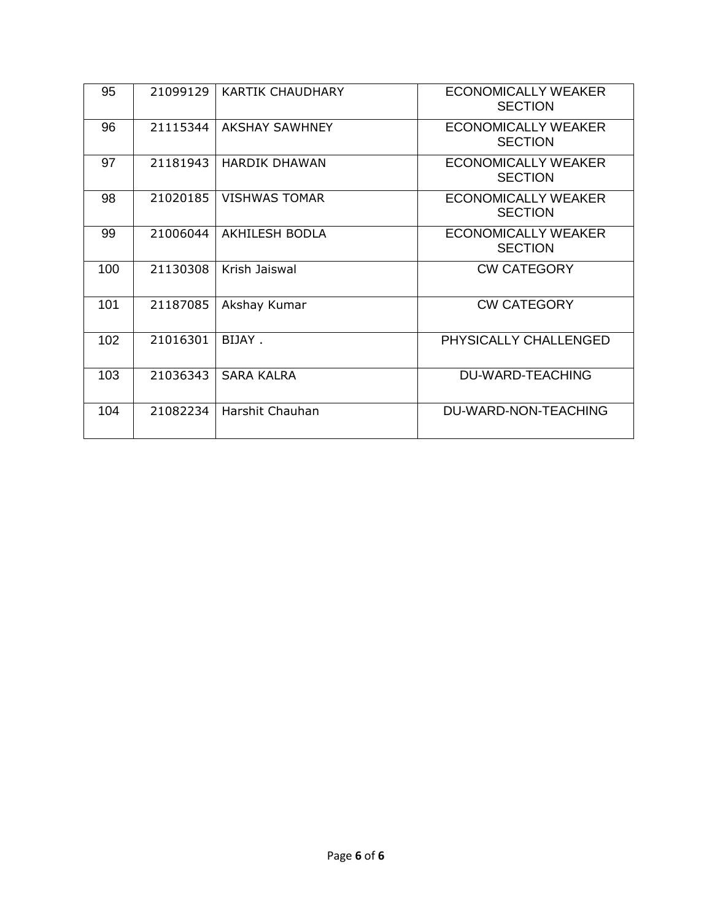| | | | |
|---|---|---|---|
| 95 | 21099129 | KARTIK CHAUDHARY | ECONOMICALLY WEAKER SECTION |
| 96 | 21115344 | AKSHAY SAWHNEY | ECONOMICALLY WEAKER SECTION |
| 97 | 21181943 | HARDIK DHAWAN | ECONOMICALLY WEAKER SECTION |
| 98 | 21020185 | VISHWAS TOMAR | ECONOMICALLY WEAKER SECTION |
| 99 | 21006044 | AKHILESH BODLA | ECONOMICALLY WEAKER SECTION |
| 100 | 21130308 | Krish Jaiswal | CW CATEGORY |
| 101 | 21187085 | Akshay Kumar | CW CATEGORY |
| 102 | 21016301 | BIJAY . | PHYSICALLY CHALLENGED |
| 103 | 21036343 | SARA KALRA | DU-WARD-TEACHING |
| 104 | 21082234 | Harshit Chauhan | DU-WARD-NON-TEACHING |